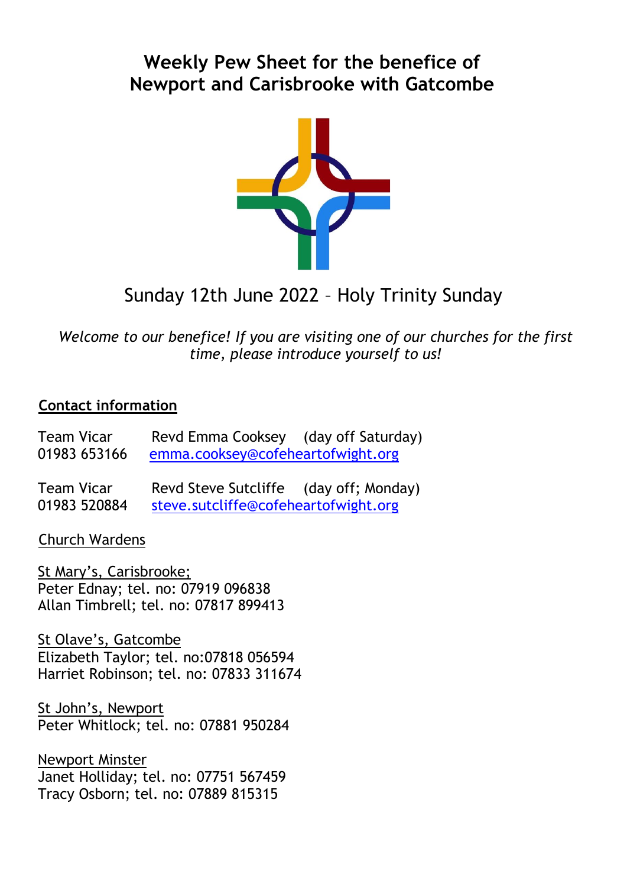# Weekly Pew Sheet for the benefice of Newport and Carisbrooke with Gatcombe

Sunday 12th June 2022 – Holy Trinity Sunday

*Welcome to our benefice! If you are visiting one of our churches for the first time, please introduce yourself to us!*

## Contact information

Team Vicar Revd Emma Cooksey (day off Saturday)
01983 653166 emma.cooksey@cofeheartofwight.org

Team Vicar Revd Steve Sutcliffe (day off; Monday)
01983 520884 steve.sutcliffe@cofeheartofwight.org

Church Wardens

St Mary's, Carisbrooke;
Peter Ednay; tel. no: 07919 096838
Allan Timbrell; tel. no: 07817 899413

St Olave's, Gatcombe
Elizabeth Taylor; tel. no:07818 056594
Harriet Robinson; tel. no: 07833 311674

St John's, Newport
Peter Whitlock; tel. no: 07881 950284

Newport Minster
Janet Holliday; tel. no: 07751 567459
Tracy Osborn; tel. no: 07889 815315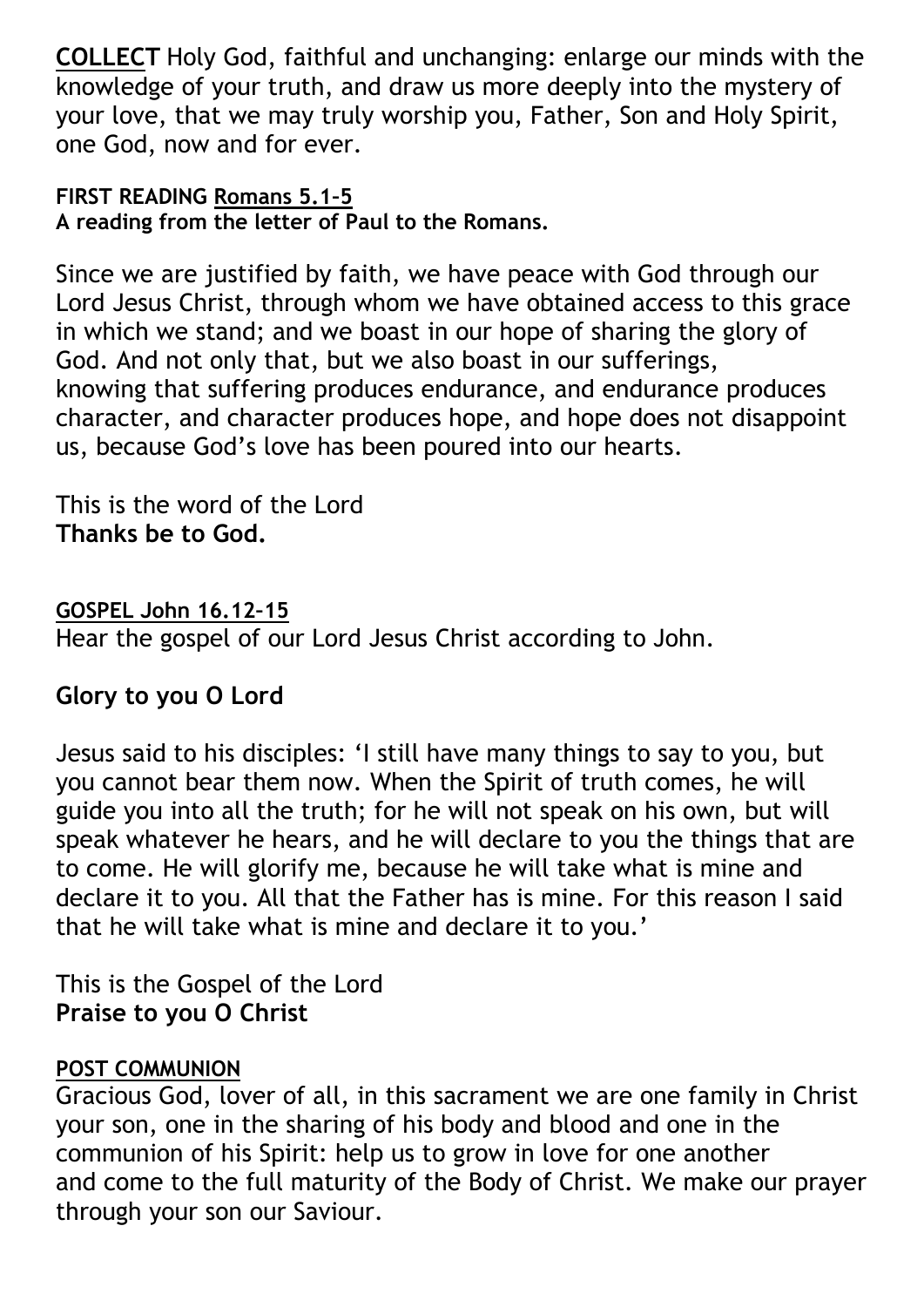**COLLECT** Holy God, faithful and unchanging: enlarge our minds with the knowledge of your truth, and draw us more deeply into the mystery of your love, that we may truly worship you, Father, Son and Holy Spirit, one God, now and for ever.

**FIRST READING Romans 5.1–5**
**A reading from the letter of Paul to the Romans.**

Since we are justified by faith, we have peace with God through our Lord Jesus Christ, through whom we have obtained access to this grace in which we stand; and we boast in our hope of sharing the glory of God. And not only that, but we also boast in our sufferings, knowing that suffering produces endurance, and endurance produces character, and character produces hope, and hope does not disappoint us, because God's love has been poured into our hearts.

This is the word of the Lord
**Thanks be to God.**

**GOSPEL John 16.12–15**
Hear the gospel of our Lord Jesus Christ according to John.

**Glory to you O Lord**

Jesus said to his disciples: 'I still have many things to say to you, but you cannot bear them now. When the Spirit of truth comes, he will guide you into all the truth; for he will not speak on his own, but will speak whatever he hears, and he will declare to you the things that are to come. He will glorify me, because he will take what is mine and declare it to you. All that the Father has is mine. For this reason I said that he will take what is mine and declare it to you.'

This is the Gospel of the Lord
**Praise to you O Christ**

**POST COMMUNION**
Gracious God, lover of all, in this sacrament we are one family in Christ your son, one in the sharing of his body and blood and one in the communion of his Spirit: help us to grow in love for one another and come to the full maturity of the Body of Christ. We make our prayer through your son our Saviour.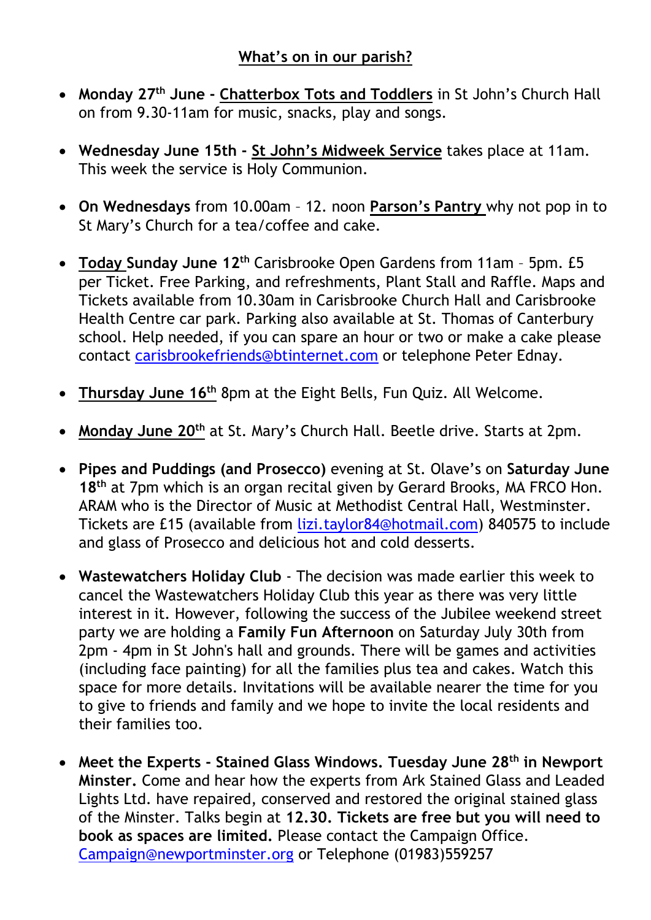## What's on in our parish?

- **Monday 27th June - Chatterbox Tots and Toddlers** in St John's Church Hall on from 9.30-11am for music, snacks, play and songs.

- **Wednesday June 15th - St John's Midweek Service** takes place at 11am. This week the service is Holy Communion.

- **On Wednesdays** from 10.00am – 12. noon **Parson's Pantry** why not pop in to St Mary's Church for a tea/coffee and cake.

- **Today Sunday June 12th** Carisbrooke Open Gardens from 11am – 5pm. £5 per Ticket. Free Parking, and refreshments, Plant Stall and Raffle. Maps and Tickets available from 10.30am in Carisbrooke Church Hall and Carisbrooke Health Centre car park. Parking also available at St. Thomas of Canterbury school. Help needed, if you can spare an hour or two or make a cake please contact carisbrookefriends@btinternet.com or telephone Peter Ednay.

- **Thursday June 16th** 8pm at the Eight Bells, Fun Quiz. All Welcome.

- **Monday June 20th** at St. Mary's Church Hall. Beetle drive. Starts at 2pm.

- **Pipes and Puddings (and Prosecco)** evening at St. Olave's on **Saturday June 18th** at 7pm which is an organ recital given by Gerard Brooks, MA FRCO Hon. ARAM who is the Director of Music at Methodist Central Hall, Westminster. Tickets are £15 (available from lizi.taylor84@hotmail.com) 840575 to include and glass of Prosecco and delicious hot and cold desserts.

- **Wastewatchers Holiday Club** - The decision was made earlier this week to cancel the Wastewatchers Holiday Club this year as there was very little interest in it. However, following the success of the Jubilee weekend street party we are holding a **Family Fun Afternoon** on Saturday July 30th from 2pm - 4pm in St John's hall and grounds. There will be games and activities (including face painting) for all the families plus tea and cakes. Watch this space for more details. Invitations will be available nearer the time for you to give to friends and family and we hope to invite the local residents and their families too.

- **Meet the Experts - Stained Glass Windows. Tuesday June 28th in Newport Minster.** Come and hear how the experts from Ark Stained Glass and Leaded Lights Ltd. have repaired, conserved and restored the original stained glass of the Minster. Talks begin at **12.30. Tickets are free but you will need to book as spaces are limited.** Please contact the Campaign Office. Campaign@newportminster.org or Telephone (01983)559257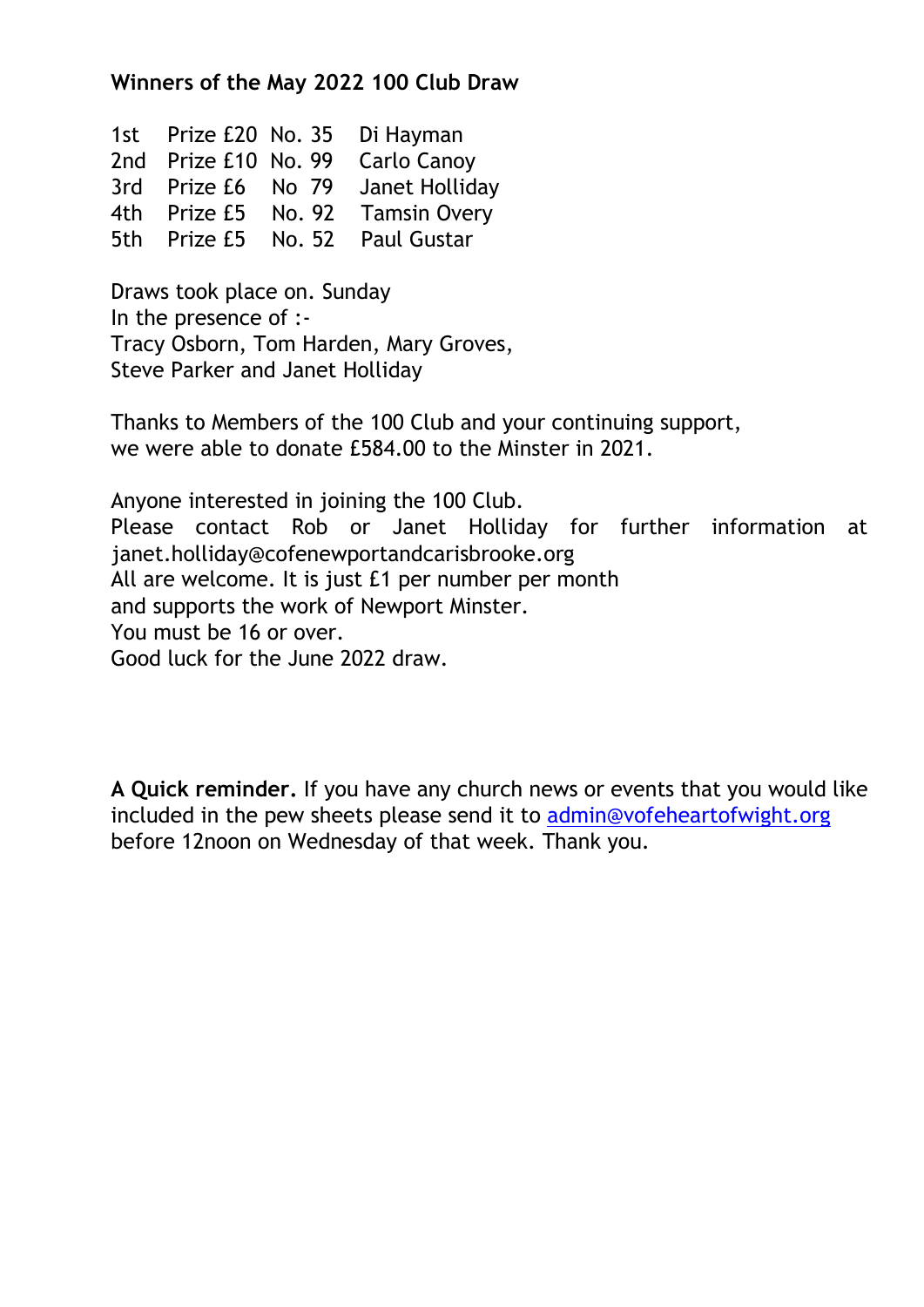**Winners of the May 2022 100 Club Draw**

| | | | |
|---|---|---|---|
| 1st | Prize £20 | No. 35 | Di Hayman |
| 2nd | Prize £10 | No. 99 | Carlo Canoy |
| 3rd | Prize £6 | No 79 | Janet Holliday |
| 4th | Prize £5 | No. 92 | Tamsin Overy |
| 5th | Prize £5 | No. 52 | Paul Gustar |

Draws took place on. Sunday
In the presence of :-
Tracy Osborn, Tom Harden, Mary Groves,
Steve Parker and Janet Holliday

Thanks to Members of the 100 Club and your continuing support,
we were able to donate £584.00 to the Minster in 2021.

Anyone interested in joining the 100 Club.
Please contact Rob or Janet Holliday for further information at janet.holliday@cofenewportandcarisbrooke.org
All are welcome. It is just £1 per number per month
and supports the work of Newport Minster.
You must be 16 or over.
Good luck for the June 2022 draw.

**A Quick reminder.** If you have any church news or events that you would like included in the pew sheets please send it to admin@vofeheartofwight.org before 12noon on Wednesday of that week. Thank you.